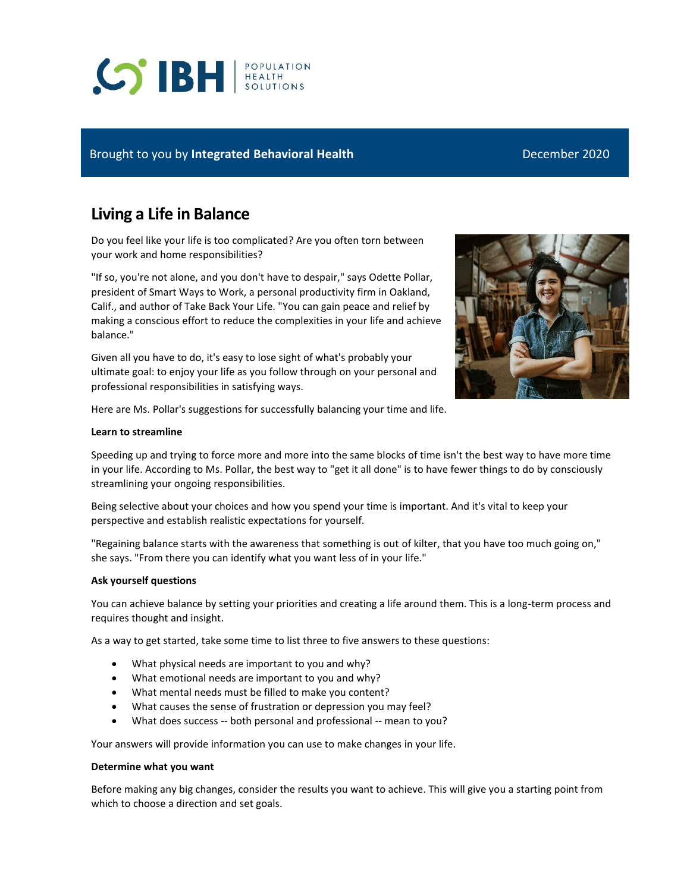Brought to you by **Integrated Behavioral Health** December 2020

# Living a Life in Balance

Do you feel like your life is too complicated? Are you often torn between your work and home responsibilities?

"If so, you're not alone, and you don't have to despair," says Odette Pollar, president of Smart Ways to Work, a personal productivity firm in Oakland, Calif., and author of Take Back Your Life. "You can gain peace and relief by making a conscious effort to reduce the complexities in your life and achieve balance."

Given all you have to do, it's easy to lose sight of what's probably your ultimate goal: to enjoy your life as you follow through on your personal and professional responsibilities in satisfying ways.

Here are Ms. Pollar's suggestions for successfully balancing your time and life.

**Learn to streamline**

Speeding up and trying to force more and more into the same blocks of time isn't the best way to have more time in your life. According to Ms. Pollar, the best way to "get it all done" is to have fewer things to do by consciously streamlining your ongoing responsibilities.

Being selective about your choices and how you spend your time is important. And it's vital to keep your perspective and establish realistic expectations for yourself.

"Regaining balance starts with the awareness that something is out of kilter, that you have too much going on," she says. "From there you can identify what you want less of in your life."

**Ask yourself questions**

You can achieve balance by setting your priorities and creating a life around them. This is a long-term process and requires thought and insight.

As a way to get started, take some time to list three to five answers to these questions:

- What physical needs are important to you and why?
- What emotional needs are important to you and why?
- What mental needs must be filled to make you content?
- What causes the sense of frustration or depression you may feel?
- What does success -- both personal and professional -- mean to you?

Your answers will provide information you can use to make changes in your life.

**Determine what you want**

Before making any big changes, consider the results you want to achieve. This will give you a starting point from which to choose a direction and set goals.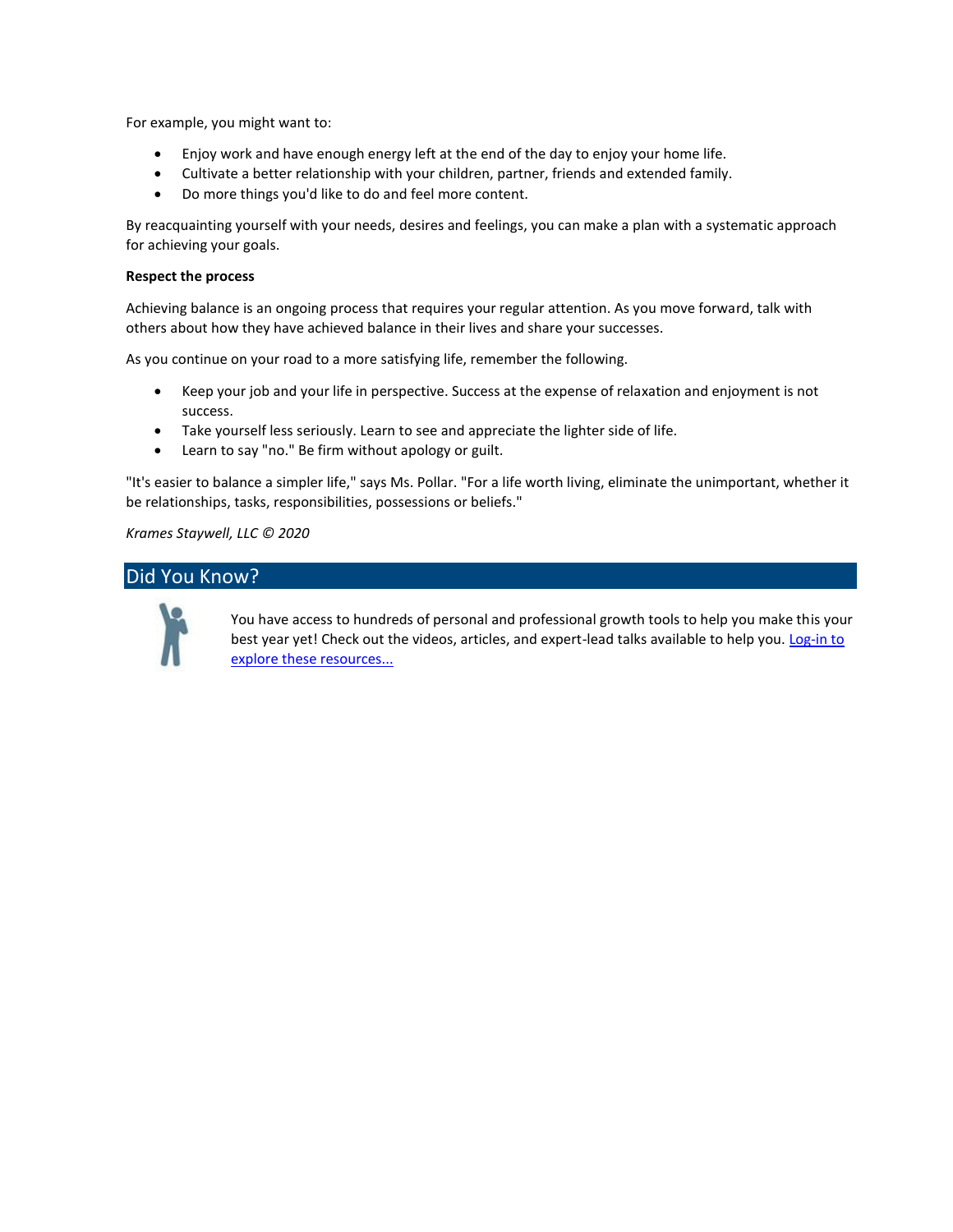For example, you might want to:

- Enjoy work and have enough energy left at the end of the day to enjoy your home life.
- Cultivate a better relationship with your children, partner, friends and extended family.
- Do more things you'd like to do and feel more content.

By reacquainting yourself with your needs, desires and feelings, you can make a plan with a systematic approach for achieving your goals.

**Respect the process**

Achieving balance is an ongoing process that requires your regular attention. As you move forward, talk with others about how they have achieved balance in their lives and share your successes.

As you continue on your road to a more satisfying life, remember the following.

- Keep your job and your life in perspective. Success at the expense of relaxation and enjoyment is not success.
- Take yourself less seriously. Learn to see and appreciate the lighter side of life.
- Learn to say "no." Be firm without apology or guilt.

"It's easier to balance a simpler life," says Ms. Pollar. "For a life worth living, eliminate the unimportant, whether it be relationships, tasks, responsibilities, possessions or beliefs."

*Krames Staywell, LLC © 2020*

## Did You Know?

You have access to hundreds of personal and professional growth tools to help you make this your best year yet! Check out the videos, articles, and expert-lead talks available to help you. Log-in to explore these resources...